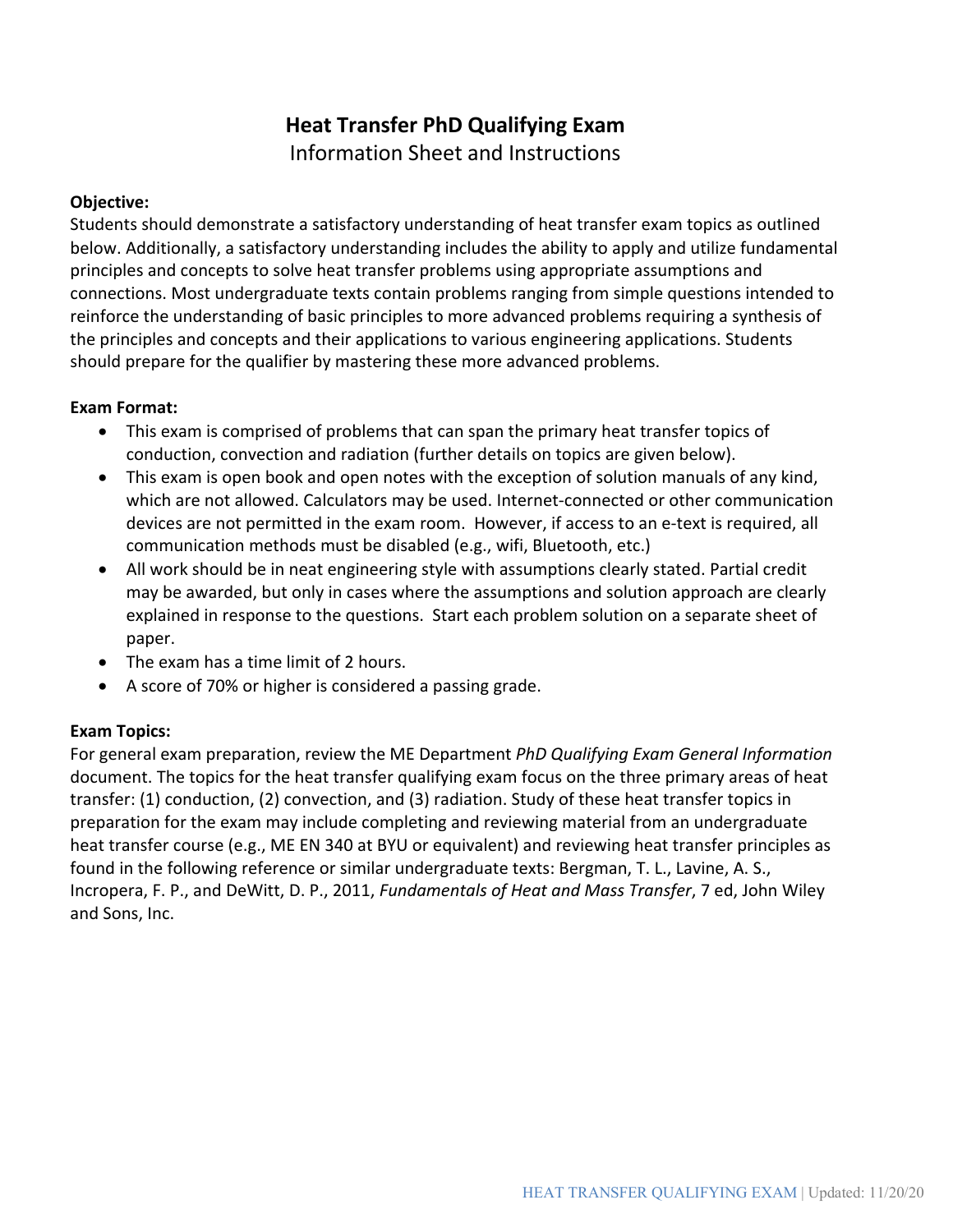# Heat Transfer PhD Qualifying Exam

Information Sheet and Instructions

**Objective:**

Students should demonstrate a satisfactory understanding of heat transfer exam topics as outlined below. Additionally, a satisfactory understanding includes the ability to apply and utilize fundamental principles and concepts to solve heat transfer problems using appropriate assumptions and connections. Most undergraduate texts contain problems ranging from simple questions intended to reinforce the understanding of basic principles to more advanced problems requiring a synthesis of the principles and concepts and their applications to various engineering applications. Students should prepare for the qualifier by mastering these more advanced problems.

**Exam Format:**

- This exam is comprised of problems that can span the primary heat transfer topics of conduction, convection and radiation (further details on topics are given below).
- This exam is open book and open notes with the exception of solution manuals of any kind, which are not allowed. Calculators may be used. Internet-connected or other communication devices are not permitted in the exam room. However, if access to an e-text is required, all communication methods must be disabled (e.g., wifi, Bluetooth, etc.)
- All work should be in neat engineering style with assumptions clearly stated. Partial credit may be awarded, but only in cases where the assumptions and solution approach are clearly explained in response to the questions. Start each problem solution on a separate sheet of paper.
- The exam has a time limit of 2 hours.
- A score of 70% or higher is considered a passing grade.

**Exam Topics:**

For general exam preparation, review the ME Department *PhD Qualifying Exam General Information* document. The topics for the heat transfer qualifying exam focus on the three primary areas of heat transfer: (1) conduction, (2) convection, and (3) radiation. Study of these heat transfer topics in preparation for the exam may include completing and reviewing material from an undergraduate heat transfer course (e.g., ME EN 340 at BYU or equivalent) and reviewing heat transfer principles as found in the following reference or similar undergraduate texts: Bergman, T. L., Lavine, A. S., Incropera, F. P., and DeWitt, D. P., 2011, *Fundamentals of Heat and Mass Transfer*, 7 ed, John Wiley and Sons, Inc.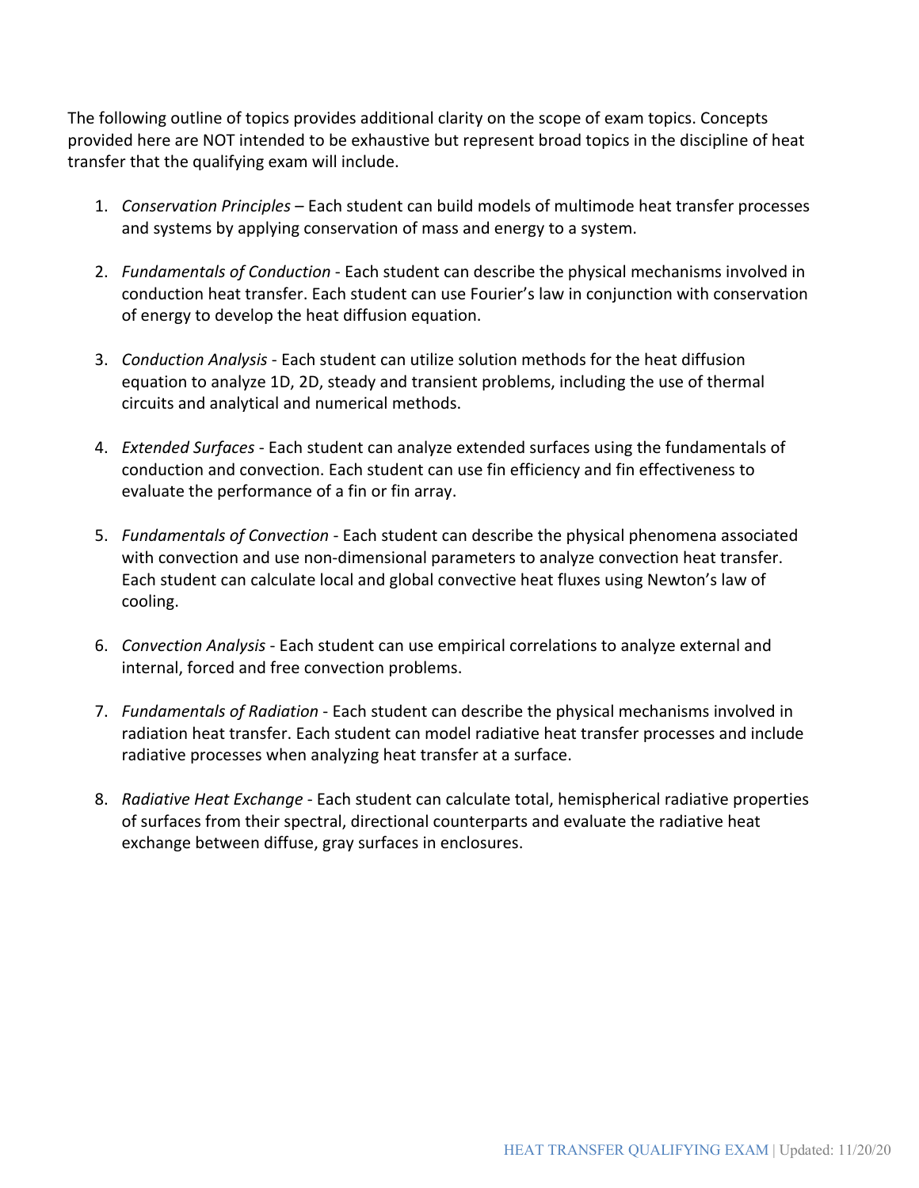The following outline of topics provides additional clarity on the scope of exam topics. Concepts provided here are NOT intended to be exhaustive but represent broad topics in the discipline of heat transfer that the qualifying exam will include.

1. *Conservation Principles* – Each student can build models of multimode heat transfer processes and systems by applying conservation of mass and energy to a system.

2. *Fundamentals of Conduction* - Each student can describe the physical mechanisms involved in conduction heat transfer. Each student can use Fourier's law in conjunction with conservation of energy to develop the heat diffusion equation.

3. *Conduction Analysis* - Each student can utilize solution methods for the heat diffusion equation to analyze 1D, 2D, steady and transient problems, including the use of thermal circuits and analytical and numerical methods.

4. *Extended Surfaces* - Each student can analyze extended surfaces using the fundamentals of conduction and convection. Each student can use fin efficiency and fin effectiveness to evaluate the performance of a fin or fin array.

5. *Fundamentals of Convection* - Each student can describe the physical phenomena associated with convection and use non-dimensional parameters to analyze convection heat transfer. Each student can calculate local and global convective heat fluxes using Newton's law of cooling.

6. *Convection Analysis* - Each student can use empirical correlations to analyze external and internal, forced and free convection problems.

7. *Fundamentals of Radiation* - Each student can describe the physical mechanisms involved in radiation heat transfer. Each student can model radiative heat transfer processes and include radiative processes when analyzing heat transfer at a surface.

8. *Radiative Heat Exchange* - Each student can calculate total, hemispherical radiative properties of surfaces from their spectral, directional counterparts and evaluate the radiative heat exchange between diffuse, gray surfaces in enclosures.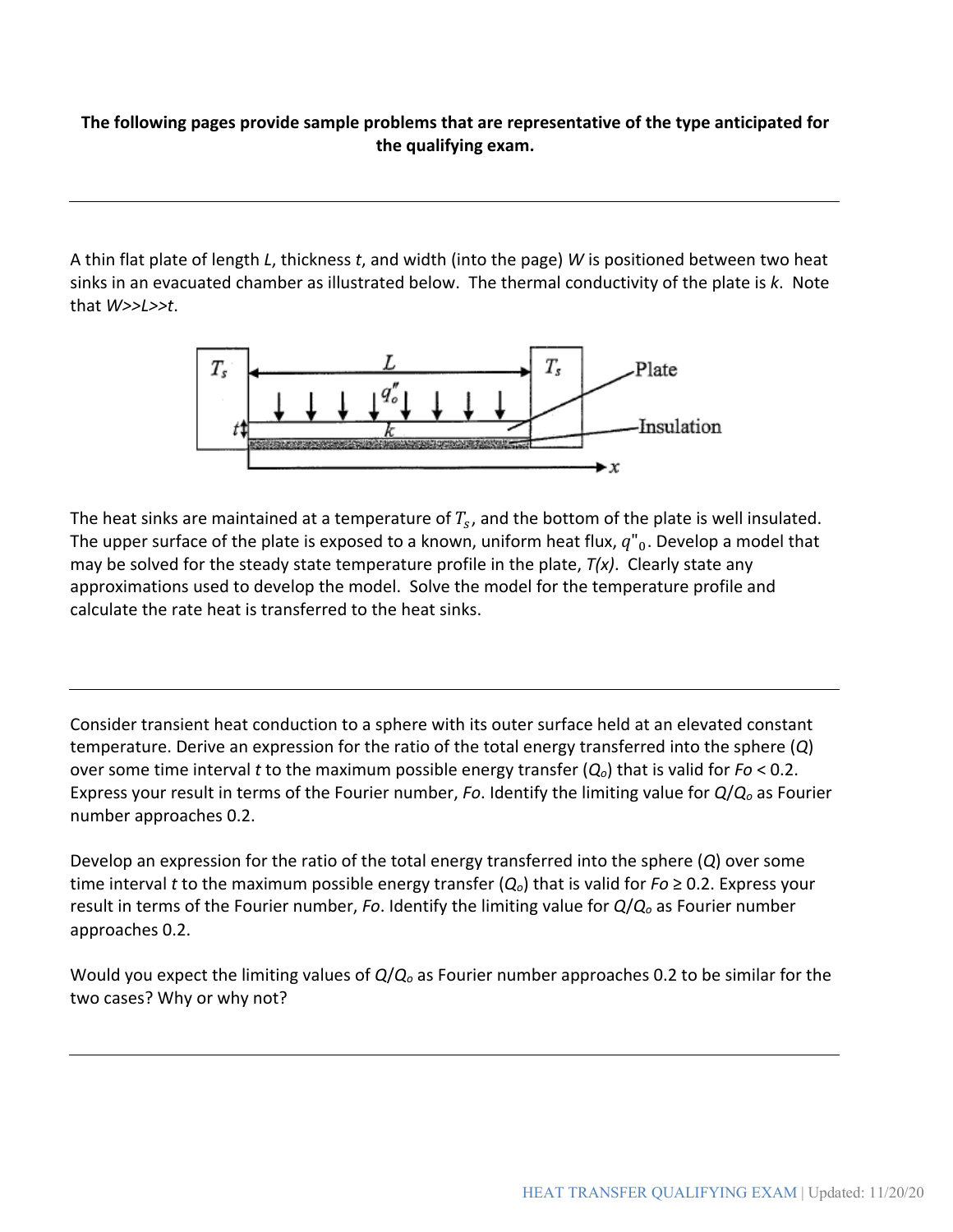**The following pages provide sample problems that are representative of the type anticipated for the qualifying exam.**

---

A thin flat plate of length *L*, thickness *t*, and width (into the page) *W* is positioned between two heat sinks in an evacuated chamber as illustrated below. The thermal conductivity of the plate is *k*. Note that *W>>L>>t*.

The heat sinks are maintained at a temperature of $T_s$, and the bottom of the plate is well insulated. The upper surface of the plate is exposed to a known, uniform heat flux, $q''_0$. Develop a model that may be solved for the steady state temperature profile in the plate, *T(x)*. Clearly state any approximations used to develop the model. Solve the model for the temperature profile and calculate the rate heat is transferred to the heat sinks.

---

Consider transient heat conduction to a sphere with its outer surface held at an elevated constant temperature. Derive an expression for the ratio of the total energy transferred into the sphere (*Q*) over some time interval *t* to the maximum possible energy transfer ($Q_o$) that is valid for *Fo* < 0.2. Express your result in terms of the Fourier number, *Fo*. Identify the limiting value for $Q/Q_o$ as Fourier number approaches 0.2.

Develop an expression for the ratio of the total energy transferred into the sphere (*Q*) over some time interval *t* to the maximum possible energy transfer ($Q_o$) that is valid for *Fo* ≥ 0.2. Express your result in terms of the Fourier number, *Fo*. Identify the limiting value for $Q/Q_o$ as Fourier number approaches 0.2.

Would you expect the limiting values of $Q/Q_o$ as Fourier number approaches 0.2 to be similar for the two cases? Why or why not?

---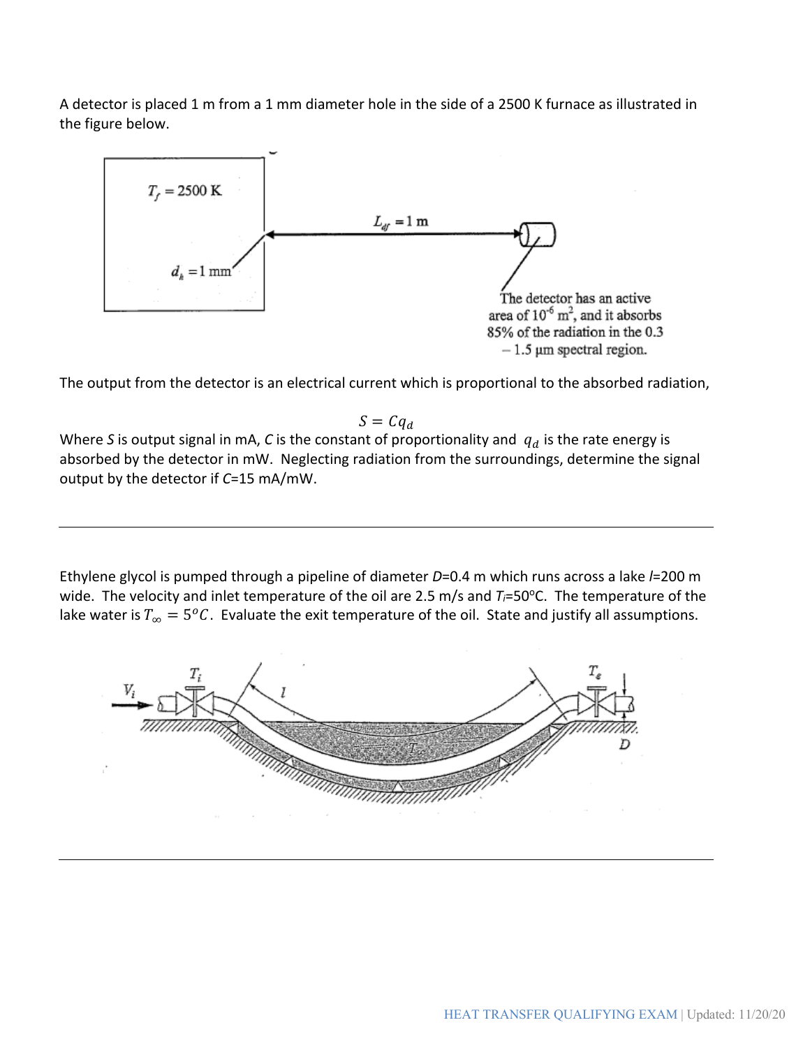A detector is placed 1 m from a 1 mm diameter hole in the side of a 2500 K furnace as illustrated in the figure below.

$T_f = 2500$ K

$d_h = 1$ mm

$L_{df} = 1$ m

The detector has an active area of $10^{-6}$ m$^2$, and it absorbs 85% of the radiation in the 0.3 – 1.5 μm spectral region.

The output from the detector is an electrical current which is proportional to the absorbed radiation,

$$S = Cq_d$$

Where $S$ is output signal in mA, $C$ is the constant of proportionality and $q_d$ is the rate energy is absorbed by the detector in mW. Neglecting radiation from the surroundings, determine the signal output by the detector if $C$=15 mA/mW.

---

Ethylene glycol is pumped through a pipeline of diameter $D$=0.4 m which runs across a lake $l$=200 m wide. The velocity and inlet temperature of the oil are 2.5 m/s and $T_i$=50°C. The temperature of the lake water is $T_\infty = 5^oC$. Evaluate the exit temperature of the oil. State and justify all assumptions.

$V_i$ $T_i$ $l$ $T_e$ $D$ $T_\infty$

---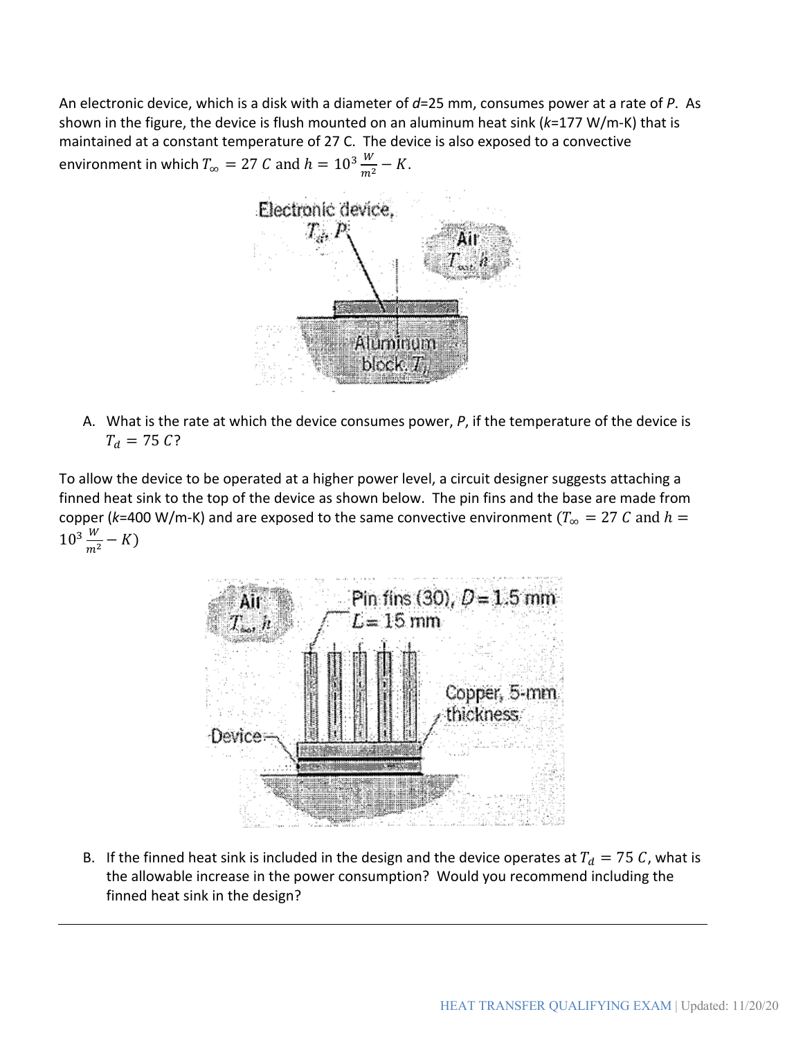An electronic device, which is a disk with a diameter of $d$=25 mm, consumes power at a rate of $P$. As shown in the figure, the device is flush mounted on an aluminum heat sink ($k$=177 W/m-K) that is maintained at a constant temperature of 27 C. The device is also exposed to a convective environment in which $T_\infty = 27\ C$ and $h = 10^3 \frac{W}{m^2} - K$.

A. What is the rate at which the device consumes power, $P$, if the temperature of the device is $T_d = 75\ C$?

To allow the device to be operated at a higher power level, a circuit designer suggests attaching a finned heat sink to the top of the device as shown below. The pin fins and the base are made from copper ($k$=400 W/m-K) and are exposed to the same convective environment ($T_\infty = 27\ C$ and $h = 10^3 \frac{W}{m^2} - K$)

B. If the finned heat sink is included in the design and the device operates at $T_d = 75\ C$, what is the allowable increase in the power consumption? Would you recommend including the finned heat sink in the design?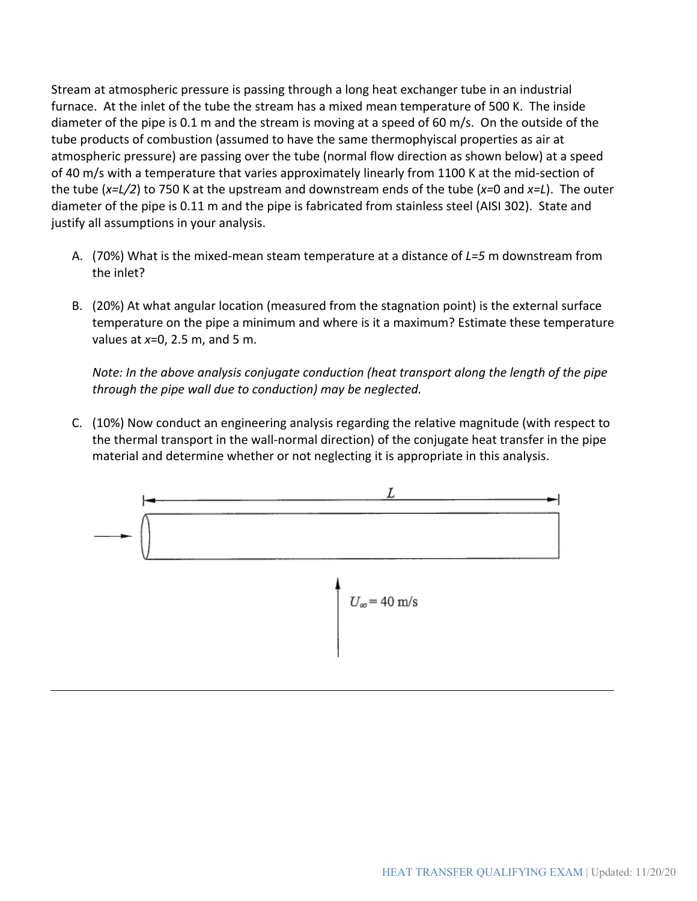Stream at atmospheric pressure is passing through a long heat exchanger tube in an industrial furnace. At the inlet of the tube the stream has a mixed mean temperature of 500 K. The inside diameter of the pipe is 0.1 m and the stream is moving at a speed of 60 m/s. On the outside of the tube products of combustion (assumed to have the same thermophyiscal properties as air at atmospheric pressure) are passing over the tube (normal flow direction as shown below) at a speed of 40 m/s with a temperature that varies approximately linearly from 1100 K at the mid-section of the tube ($x=L/2$) to 750 K at the upstream and downstream ends of the tube ($x=0$ and $x=L$). The outer diameter of the pipe is 0.11 m and the pipe is fabricated from stainless steel (AISI 302). State and justify all assumptions in your analysis.

A. (70%) What is the mixed-mean steam temperature at a distance of $L=5$ m downstream from the inlet?

B. (20%) At what angular location (measured from the stagnation point) is the external surface temperature on the pipe a minimum and where is it a maximum? Estimate these temperature values at $x=0$, 2.5 m, and 5 m.

   *Note: In the above analysis conjugate conduction (heat transport along the length of the pipe through the pipe wall due to conduction) may be neglected.*

C. (10%) Now conduct an engineering analysis regarding the relative magnitude (with respect to the thermal transport in the wall-normal direction) of the conjugate heat transfer in the pipe material and determine whether or not neglecting it is appropriate in this analysis.

$L$

$U_\infty = 40$ m/s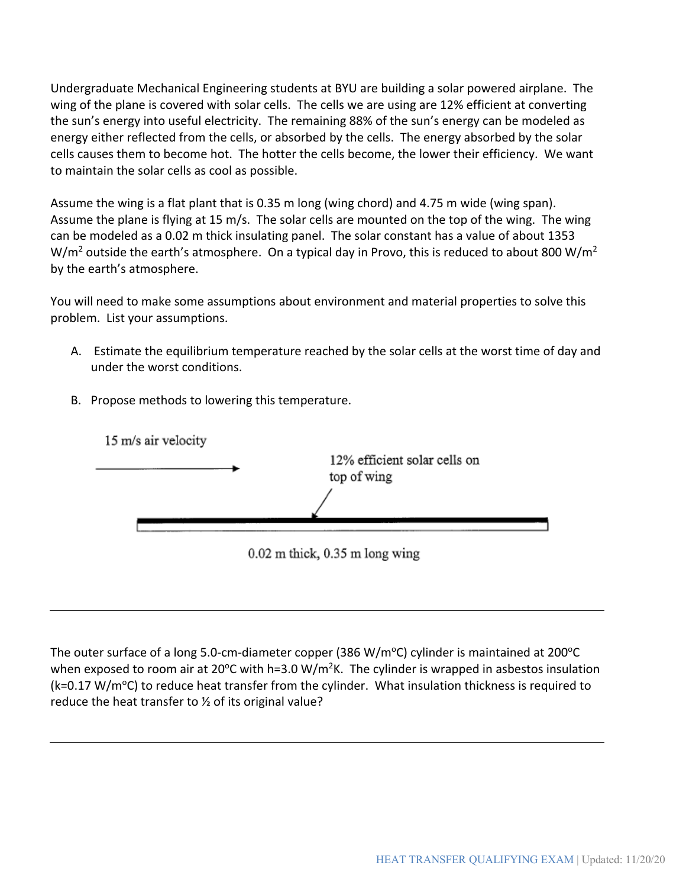Undergraduate Mechanical Engineering students at BYU are building a solar powered airplane. The wing of the plane is covered with solar cells. The cells we are using are 12% efficient at converting the sun's energy into useful electricity. The remaining 88% of the sun's energy can be modeled as energy either reflected from the cells, or absorbed by the cells. The energy absorbed by the solar cells causes them to become hot. The hotter the cells become, the lower their efficiency. We want to maintain the solar cells as cool as possible.

Assume the wing is a flat plant that is 0.35 m long (wing chord) and 4.75 m wide (wing span). Assume the plane is flying at 15 m/s. The solar cells are mounted on the top of the wing. The wing can be modeled as a 0.02 m thick insulating panel. The solar constant has a value of about 1353 W/m$^2$ outside the earth's atmosphere. On a typical day in Provo, this is reduced to about 800 W/m$^2$ by the earth's atmosphere.

You will need to make some assumptions about environment and material properties to solve this problem. List your assumptions.

A. Estimate the equilibrium temperature reached by the solar cells at the worst time of day and under the worst conditions.

B. Propose methods to lowering this temperature.

15 m/s air velocity

12% efficient solar cells on top of wing

0.02 m thick, 0.35 m long wing

---

The outer surface of a long 5.0-cm-diameter copper (386 W/m°C) cylinder is maintained at 200°C when exposed to room air at 20°C with h=3.0 W/m$^2$K. The cylinder is wrapped in asbestos insulation (k=0.17 W/m°C) to reduce heat transfer from the cylinder. What insulation thickness is required to reduce the heat transfer to ½ of its original value?

---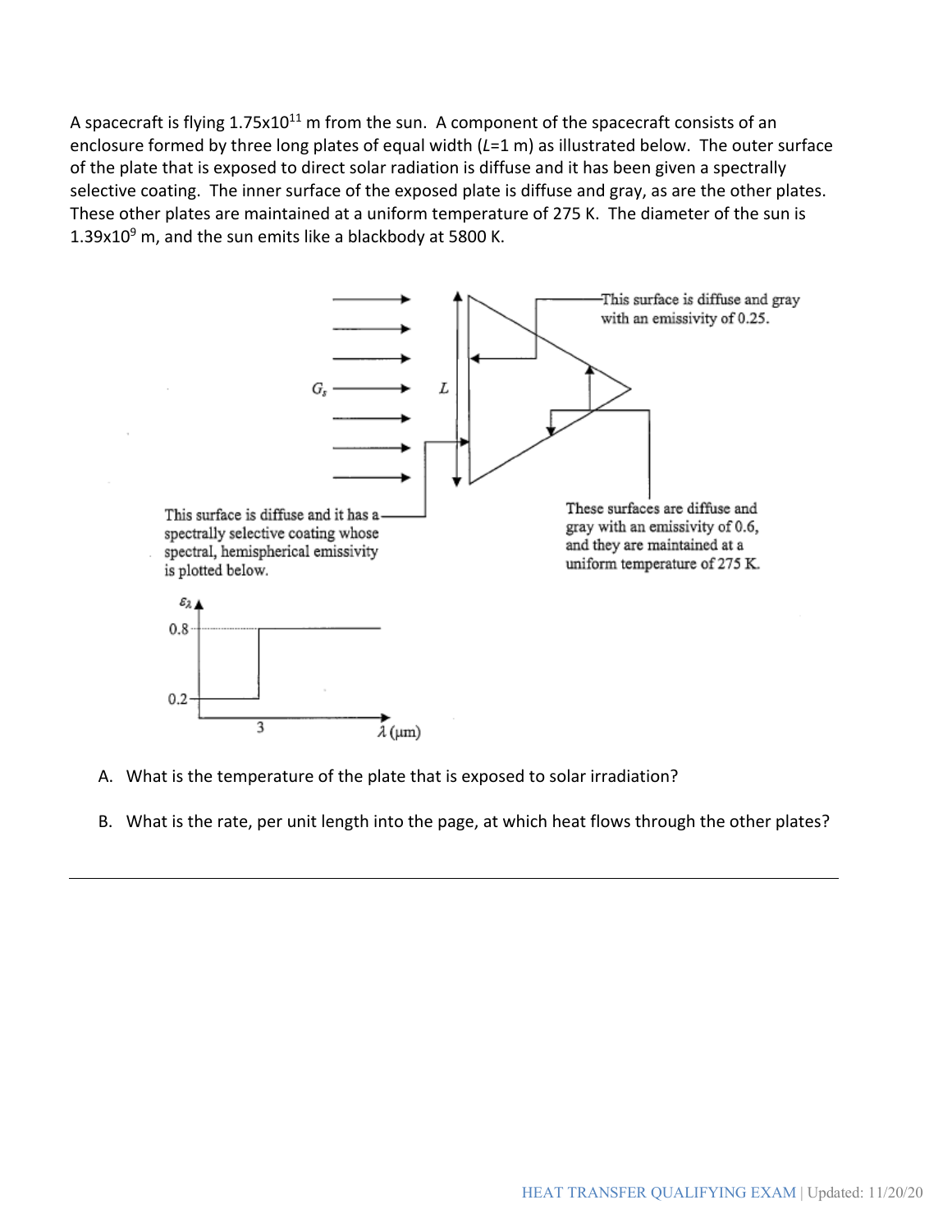A spacecraft is flying $1.75 \times 10^{11}$ m from the sun. A component of the spacecraft consists of an enclosure formed by three long plates of equal width ($L$=1 m) as illustrated below. The outer surface of the plate that is exposed to direct solar radiation is diffuse and it has been given a spectrally selective coating. The inner surface of the exposed plate is diffuse and gray, as are the other plates. These other plates are maintained at a uniform temperature of 275 K. The diameter of the sun is $1.39 \times 10^{9}$ m, and the sun emits like a blackbody at 5800 K.

A. What is the temperature of the plate that is exposed to solar irradiation?

B. What is the rate, per unit length into the page, at which heat flows through the other plates?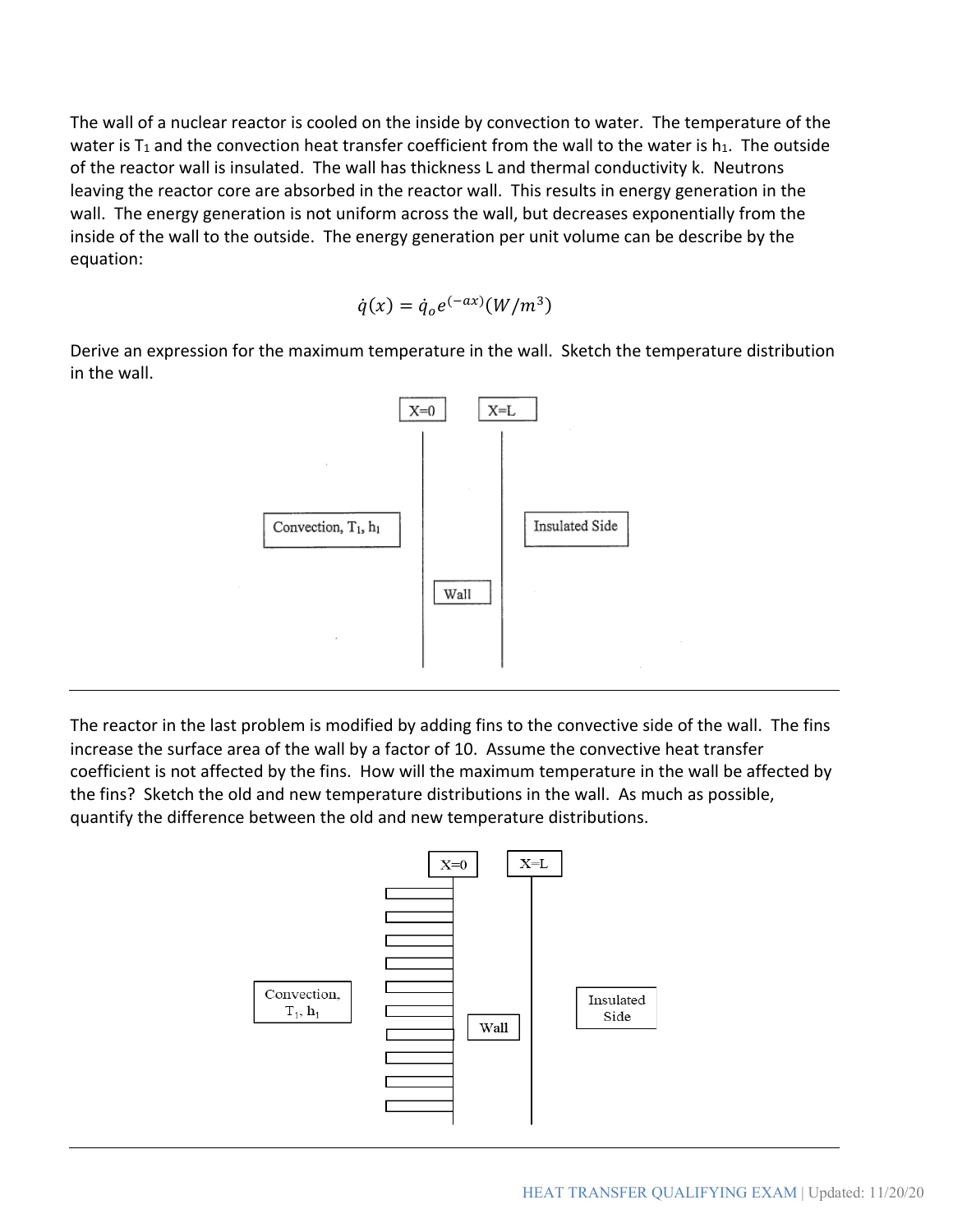The wall of a nuclear reactor is cooled on the inside by convection to water. The temperature of the water is $T_1$ and the convection heat transfer coefficient from the wall to the water is $h_1$. The outside of the reactor wall is insulated. The wall has thickness L and thermal conductivity k. Neutrons leaving the reactor core are absorbed in the reactor wall. This results in energy generation in the wall. The energy generation is not uniform across the wall, but decreases exponentially from the inside of the wall to the outside. The energy generation per unit volume can be describe by the equation:

$$\dot{q}(x) = \dot{q}_o e^{(-ax)} (W/m^3)$$

Derive an expression for the maximum temperature in the wall. Sketch the temperature distribution in the wall.

X=0 X=L

Convection, $T_1$, $h_1$ Insulated Side

Wall

---

The reactor in the last problem is modified by adding fins to the convective side of the wall. The fins increase the surface area of the wall by a factor of 10. Assume the convective heat transfer coefficient is not affected by the fins. How will the maximum temperature in the wall be affected by the fins? Sketch the old and new temperature distributions in the wall. As much as possible, quantify the difference between the old and new temperature distributions.

X=0 X=L

Convection, $T_1$, $h_1$ Insulated Side

Wall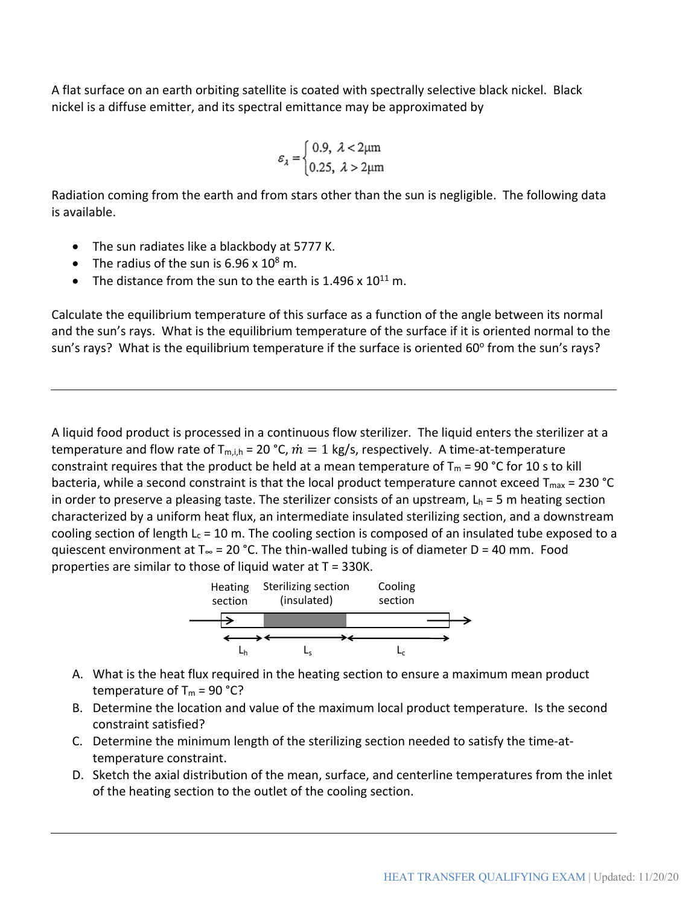A flat surface on an earth orbiting satellite is coated with spectrally selective black nickel. Black nickel is a diffuse emitter, and its spectral emittance may be approximated by

$$\varepsilon_\lambda = \begin{cases} 0.9, & \lambda < 2\mu\text{m} \\ 0.25, & \lambda > 2\mu\text{m} \end{cases}$$

Radiation coming from the earth and from stars other than the sun is negligible. The following data is available.

- The sun radiates like a blackbody at 5777 K.
- The radius of the sun is $6.96 \times 10^8$ m.
- The distance from the sun to the earth is $1.496 \times 10^{11}$ m.

Calculate the equilibrium temperature of this surface as a function of the angle between its normal and the sun's rays. What is the equilibrium temperature of the surface if it is oriented normal to the sun's rays? What is the equilibrium temperature if the surface is oriented 60° from the sun's rays?

---

A liquid food product is processed in a continuous flow sterilizer. The liquid enters the sterilizer at a temperature and flow rate of $T_{m,i,h}$ = 20 °C, $\dot{m} = 1$ kg/s, respectively. A time-at-temperature constraint requires that the product be held at a mean temperature of $T_m$ = 90 °C for 10 s to kill bacteria, while a second constraint is that the local product temperature cannot exceed $T_{max}$ = 230 °C in order to preserve a pleasing taste. The sterilizer consists of an upstream, $L_h$ = 5 m heating section characterized by a uniform heat flux, an intermediate insulated sterilizing section, and a downstream cooling section of length $L_c$ = 10 m. The cooling section is composed of an insulated tube exposed to a quiescent environment at $T_\infty$ = 20 °C. The thin-walled tubing is of diameter D = 40 mm. Food properties are similar to those of liquid water at T = 330K.

Heating section | Sterilizing section (insulated) | Cooling section

$L_h$ | $L_s$ | $L_c$

A. What is the heat flux required in the heating section to ensure a maximum mean product temperature of $T_m$ = 90 °C?
B. Determine the location and value of the maximum local product temperature. Is the second constraint satisfied?
C. Determine the minimum length of the sterilizing section needed to satisfy the time-at-temperature constraint.
D. Sketch the axial distribution of the mean, surface, and centerline temperatures from the inlet of the heating section to the outlet of the cooling section.

---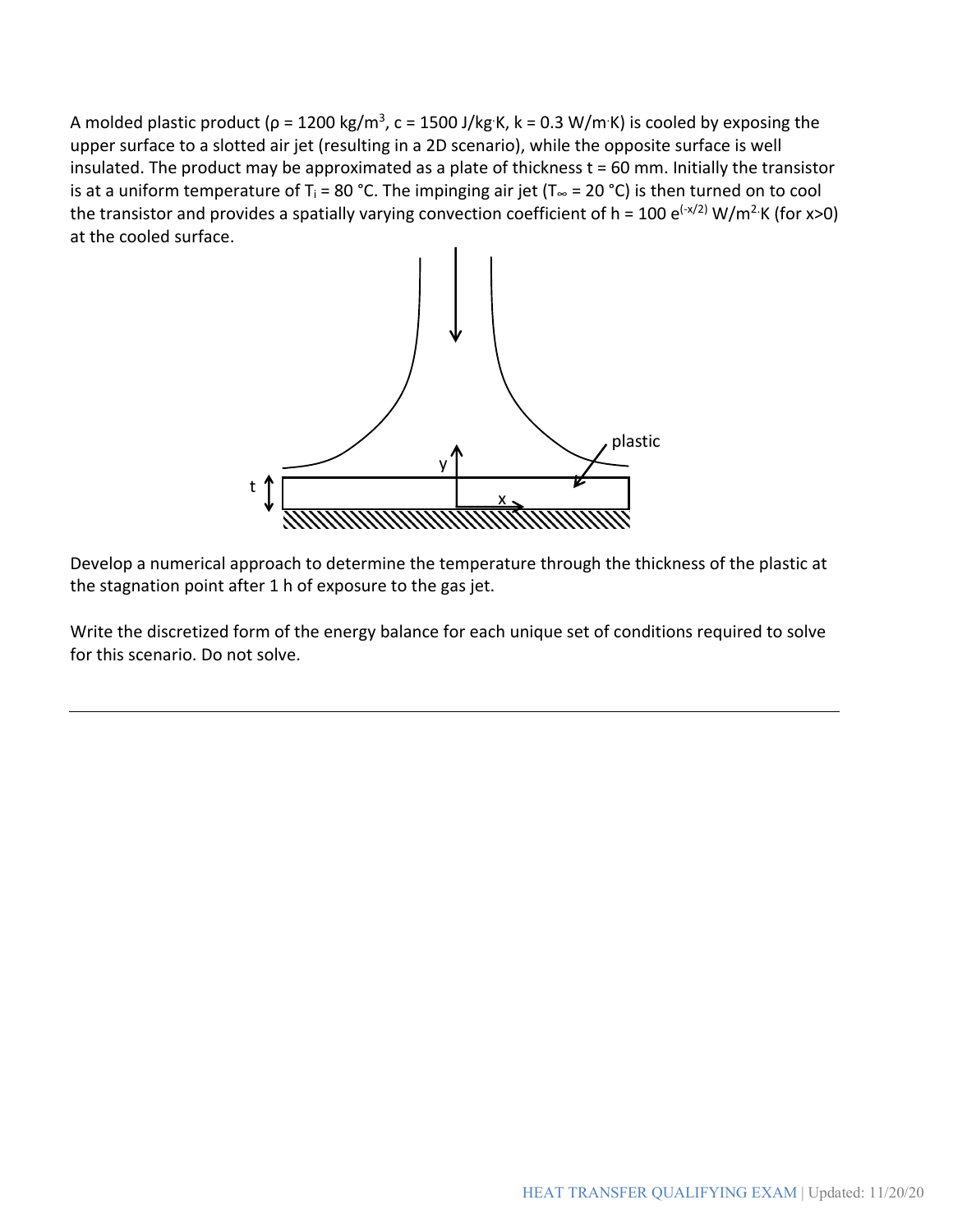A molded plastic product ($\rho$ = 1200 kg/m$^3$, c = 1500 J/kg·K, k = 0.3 W/m·K) is cooled by exposing the upper surface to a slotted air jet (resulting in a 2D scenario), while the opposite surface is well insulated. The product may be approximated as a plate of thickness t = 60 mm. Initially the transistor is at a uniform temperature of $T_i$ = 80 °C. The impinging air jet ($T_\infty$ = 20 °C) is then turned on to cool the transistor and provides a spatially varying convection coefficient of h = 100 $e^{(-x/2)}$ W/m$^2$·K (for x>0) at the cooled surface.

plastic

y

t

x

Develop a numerical approach to determine the temperature through the thickness of the plastic at the stagnation point after 1 h of exposure to the gas jet.

Write the discretized form of the energy balance for each unique set of conditions required to solve for this scenario. Do not solve.